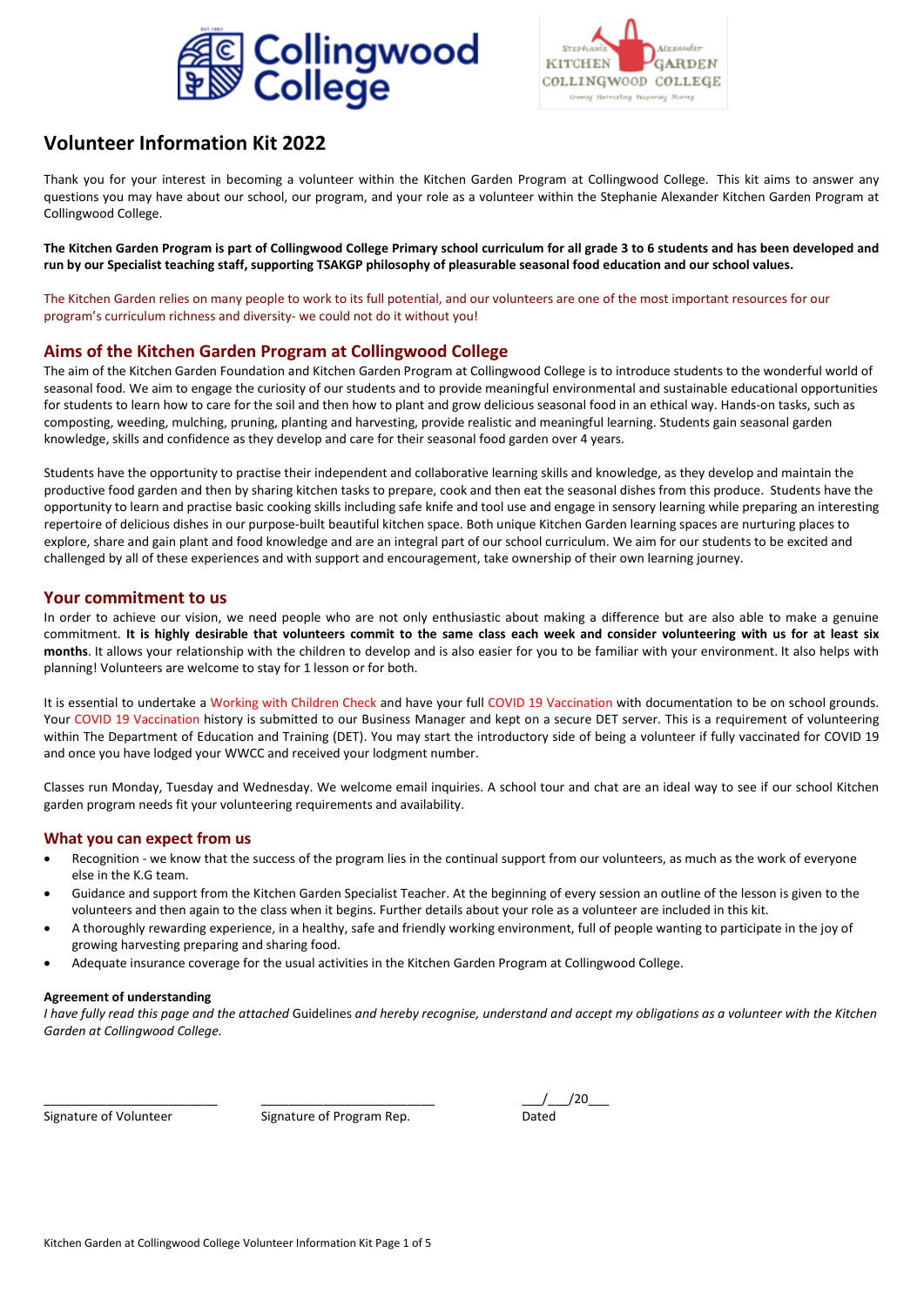# Volunteer Information Kit 2022

Thank you for your interest in becoming a volunteer within the Kitchen Garden Program at Collingwood College. This kit aims to answer any questions you may have about our school, our program, and your role as a volunteer within the Stephanie Alexander Kitchen Garden Program at Collingwood College.

**The Kitchen Garden Program is part of Collingwood College Primary school curriculum for all grade 3 to 6 students and has been developed and run by our Specialist teaching staff, supporting TSAKGP philosophy of pleasurable seasonal food education and our school values.**

The Kitchen Garden relies on many people to work to its full potential, and our volunteers are one of the most important resources for our program's curriculum richness and diversity- we could not do it without you!

## Aims of the Kitchen Garden Program at Collingwood College

The aim of the Kitchen Garden Foundation and Kitchen Garden Program at Collingwood College is to introduce students to the wonderful world of seasonal food. We aim to engage the curiosity of our students and to provide meaningful environmental and sustainable educational opportunities for students to learn how to care for the soil and then how to plant and grow delicious seasonal food in an ethical way. Hands-on tasks, such as composting, weeding, mulching, pruning, planting and harvesting, provide realistic and meaningful learning. Students gain seasonal garden knowledge, skills and confidence as they develop and care for their seasonal food garden over 4 years.

Students have the opportunity to practise their independent and collaborative learning skills and knowledge, as they develop and maintain the productive food garden and then by sharing kitchen tasks to prepare, cook and then eat the seasonal dishes from this produce. Students have the opportunity to learn and practise basic cooking skills including safe knife and tool use and engage in sensory learning while preparing an interesting repertoire of delicious dishes in our purpose-built beautiful kitchen space. Both unique Kitchen Garden learning spaces are nurturing places to explore, share and gain plant and food knowledge and are an integral part of our school curriculum. We aim for our students to be excited and challenged by all of these experiences and with support and encouragement, take ownership of their own learning journey.

## Your commitment to us

In order to achieve our vision, we need people who are not only enthusiastic about making a difference but are also able to make a genuine commitment. **It is highly desirable that volunteers commit to the same class each week and consider volunteering with us for at least six months**. It allows your relationship with the children to develop and is also easier for you to be familiar with your environment. It also helps with planning! Volunteers are welcome to stay for 1 lesson or for both.

It is essential to undertake a Working with Children Check and have your full COVID 19 Vaccination with documentation to be on school grounds. Your COVID 19 Vaccination history is submitted to our Business Manager and kept on a secure DET server. This is a requirement of volunteering within The Department of Education and Training (DET). You may start the introductory side of being a volunteer if fully vaccinated for COVID 19 and once you have lodged your WWCC and received your lodgment number.

Classes run Monday, Tuesday and Wednesday. We welcome email inquiries. A school tour and chat are an ideal way to see if our school Kitchen garden program needs fit your volunteering requirements and availability.

## What you can expect from us

- Recognition - we know that the success of the program lies in the continual support from our volunteers, as much as the work of everyone else in the K.G team.
- Guidance and support from the Kitchen Garden Specialist Teacher. At the beginning of every session an outline of the lesson is given to the volunteers and then again to the class when it begins. Further details about your role as a volunteer are included in this kit.
- A thoroughly rewarding experience, in a healthy, safe and friendly working environment, full of people wanting to participate in the joy of growing harvesting preparing and sharing food.
- Adequate insurance coverage for the usual activities in the Kitchen Garden Program at Collingwood College.

**Agreement of understanding**

*I have fully read this page and the attached* Guidelines *and hereby recognise, understand and accept my obligations as a volunteer with the Kitchen Garden at Collingwood College.*

| ________________________ | ________________________ | ___/___/20___ |
|---|---|---|
| Signature of Volunteer | Signature of Program Rep. | Dated |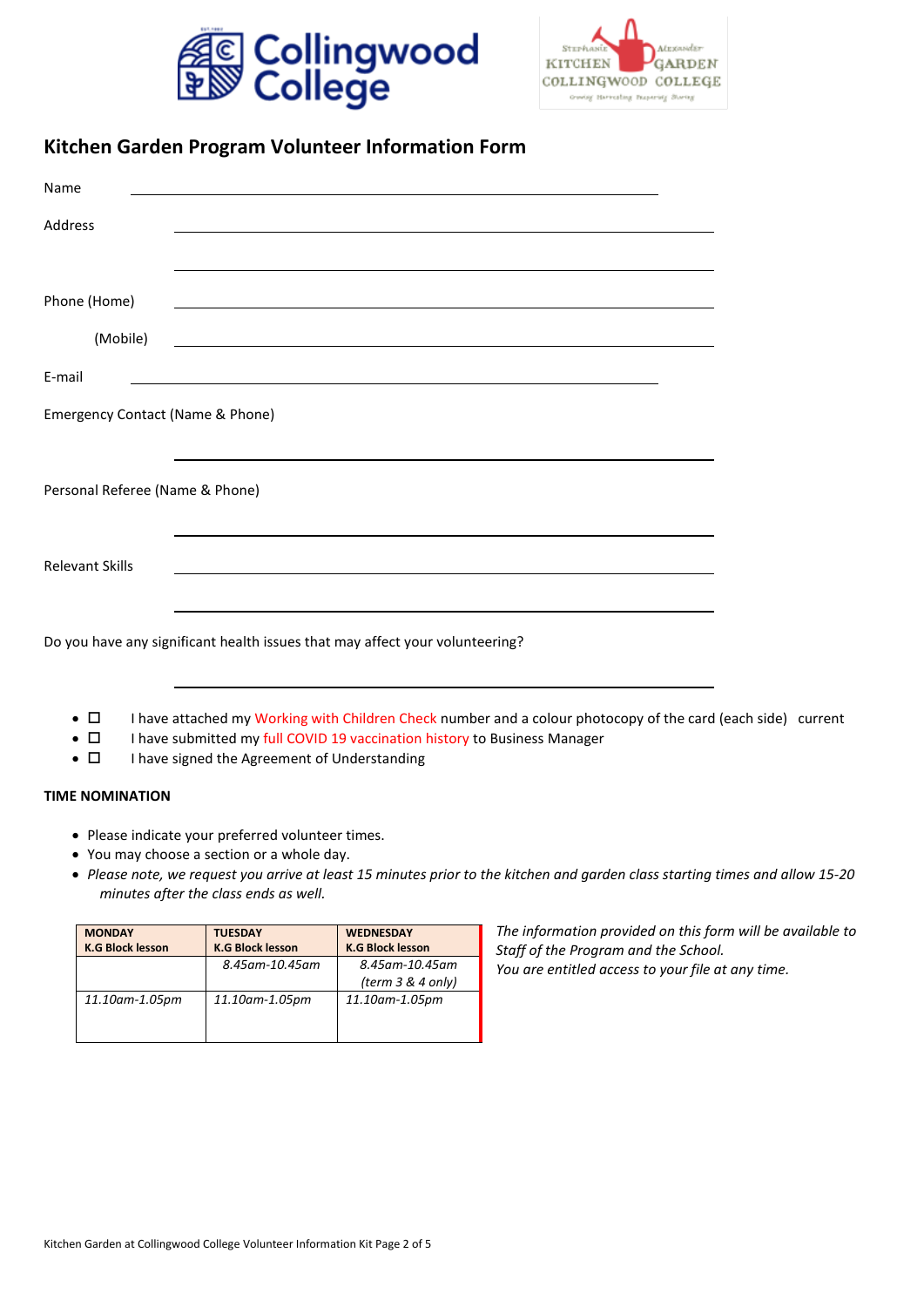## Kitchen Garden Program Volunteer Information Form

Name ______________________________________________

Address ______________________________________________

______________________________________________

Phone (Home) ______________________________________________

(Mobile) ______________________________________________

E-mail ______________________________________________

Emergency Contact (Name & Phone)

______________________________________________

Personal Referee (Name & Phone)

______________________________________________

Relevant Skills ______________________________________________

______________________________________________

Do you have any significant health issues that may affect your volunteering?

______________________________________________

- ☐ I have attached my Working with Children Check number and a colour photocopy of the card (each side) current
- ☐ I have submitted my full COVID 19 vaccination history to Business Manager
- ☐ I have signed the Agreement of Understanding

**TIME NOMINATION**

- Please indicate your preferred volunteer times.
- You may choose a section or a whole day.
- *Please note, we request you arrive at least 15 minutes prior to the kitchen and garden class starting times and allow 15-20 minutes after the class ends as well.*

| **MONDAY**<br>**K.G Block lesson** | **TUESDAY**<br>**K.G Block lesson** | **WEDNESDAY**<br>**K.G Block lesson** |
|---|---|---|
| | *8.45am-10.45am* | *8.45am-10.45am*<br>*(term 3 & 4 only)* |
| *11.10am-1.05pm* | *11.10am-1.05pm* | *11.10am-1.05pm* |

*The information provided on this form will be available to Staff of the Program and the School.*
*You are entitled access to your file at any time.*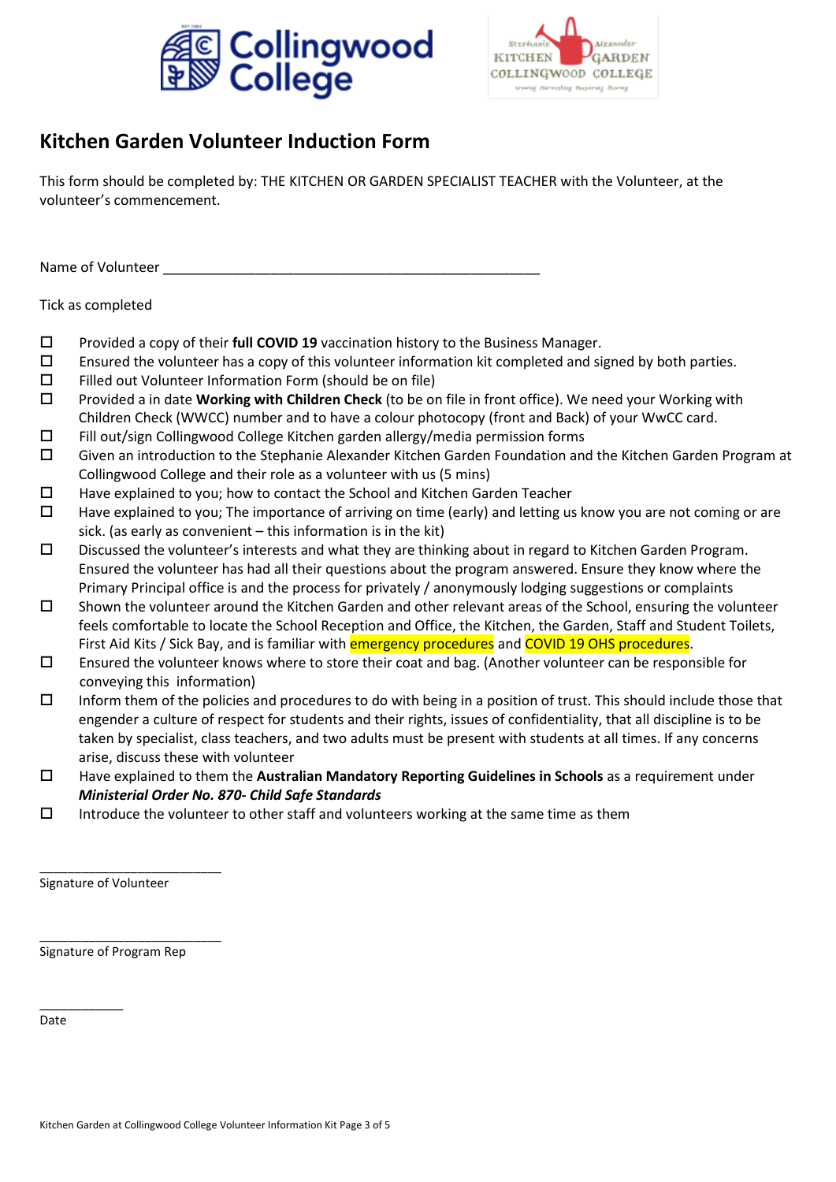# Kitchen Garden Volunteer Induction Form

This form should be completed by: THE KITCHEN OR GARDEN SPECIALIST TEACHER with the Volunteer, at the volunteer's commencement.

Name of Volunteer ___________________________________________________

Tick as completed

- ☐ Provided a copy of their **full COVID 19** vaccination history to the Business Manager.
- ☐ Ensured the volunteer has a copy of this volunteer information kit completed and signed by both parties.
- ☐ Filled out Volunteer Information Form (should be on file)
- ☐ Provided a in date **Working with Children Check** (to be on file in front office). We need your Working with Children Check (WWCC) number and to have a colour photocopy (front and Back) of your WwCC card.
- ☐ Fill out/sign Collingwood College Kitchen garden allergy/media permission forms
- ☐ Given an introduction to the Stephanie Alexander Kitchen Garden Foundation and the Kitchen Garden Program at Collingwood College and their role as a volunteer with us (5 mins)
- ☐ Have explained to you; how to contact the School and Kitchen Garden Teacher
- ☐ Have explained to you; The importance of arriving on time (early) and letting us know you are not coming or are sick. (as early as convenient – this information is in the kit)
- ☐ Discussed the volunteer's interests and what they are thinking about in regard to Kitchen Garden Program. Ensured the volunteer has had all their questions about the program answered. Ensure they know where the Primary Principal office is and the process for privately / anonymously lodging suggestions or complaints
- ☐ Shown the volunteer around the Kitchen Garden and other relevant areas of the School, ensuring the volunteer feels comfortable to locate the School Reception and Office, the Kitchen, the Garden, Staff and Student Toilets, First Aid Kits / Sick Bay, and is familiar with emergency procedures and COVID 19 OHS procedures.
- ☐ Ensured the volunteer knows where to store their coat and bag. (Another volunteer can be responsible for conveying this information)
- ☐ Inform them of the policies and procedures to do with being in a position of trust. This should include those that engender a culture of respect for students and their rights, issues of confidentiality, that all discipline is to be taken by specialist, class teachers, and two adults must be present with students at all times. If any concerns arise, discuss these with volunteer
- ☐ Have explained to them the **Australian Mandatory Reporting Guidelines in Schools** as a requirement under ***Ministerial Order No. 870- Child Safe Standards***
- ☐ Introduce the volunteer to other staff and volunteers working at the same time as them

___________________________
Signature of Volunteer

___________________________
Signature of Program Rep

____________
Date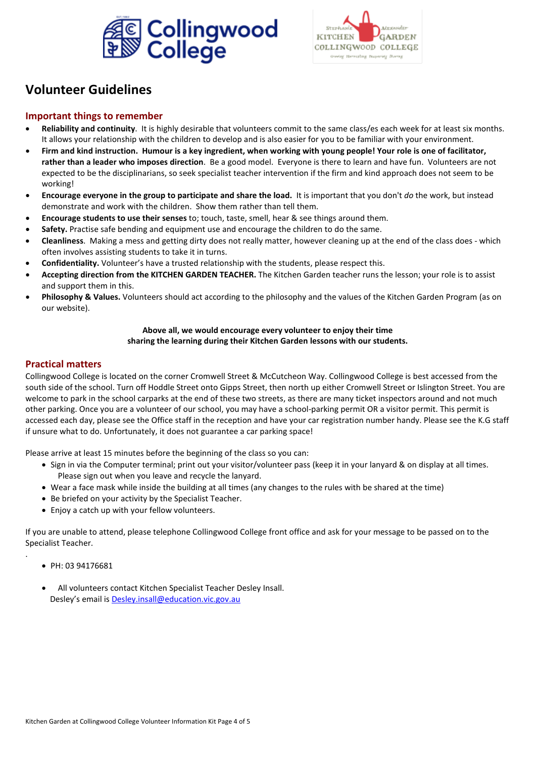# Volunteer Guidelines

## Important things to remember

- **Reliability and continuity**. It is highly desirable that volunteers commit to the same class/es each week for at least six months. It allows your relationship with the children to develop and is also easier for you to be familiar with your environment.
- **Firm and kind instruction. Humour is a key ingredient, when working with young people! Your role is one of facilitator, rather than a leader who imposes direction**. Be a good model. Everyone is there to learn and have fun. Volunteers are not expected to be the disciplinarians, so seek specialist teacher intervention if the firm and kind approach does not seem to be working!
- **Encourage everyone in the group to participate and share the load.** It is important that you don't *do* the work, but instead demonstrate and work with the children. Show them rather than tell them.
- **Encourage students to use their senses** to; touch, taste, smell, hear & see things around them.
- **Safety.** Practise safe bending and equipment use and encourage the children to do the same.
- **Cleanliness**. Making a mess and getting dirty does not really matter, however cleaning up at the end of the class does - which often involves assisting students to take it in turns.
- **Confidentiality.** Volunteer's have a trusted relationship with the students, please respect this.
- **Accepting direction from the KITCHEN GARDEN TEACHER.** The Kitchen Garden teacher runs the lesson; your role is to assist and support them in this.
- **Philosophy & Values.** Volunteers should act according to the philosophy and the values of the Kitchen Garden Program (as on our website).

**Above all, we would encourage every volunteer to enjoy their time sharing the learning during their Kitchen Garden lessons with our students.**

## Practical matters

Collingwood College is located on the corner Cromwell Street & McCutcheon Way. Collingwood College is best accessed from the south side of the school. Turn off Hoddle Street onto Gipps Street, then north up either Cromwell Street or Islington Street. You are welcome to park in the school carparks at the end of these two streets, as there are many ticket inspectors around and not much other parking. Once you are a volunteer of our school, you may have a school-parking permit OR a visitor permit. This permit is accessed each day, please see the Office staff in the reception and have your car registration number handy. Please see the K.G staff if unsure what to do. Unfortunately, it does not guarantee a car parking space!

Please arrive at least 15 minutes before the beginning of the class so you can:

- Sign in via the Computer terminal; print out your visitor/volunteer pass (keep it in your lanyard & on display at all times. Please sign out when you leave and recycle the lanyard.
- Wear a face mask while inside the building at all times (any changes to the rules with be shared at the time)
- Be briefed on your activity by the Specialist Teacher.
- Enjoy a catch up with your fellow volunteers.

If you are unable to attend, please telephone Collingwood College front office and ask for your message to be passed on to the Specialist Teacher.

- PH: 03 94176681

- All volunteers contact Kitchen Specialist Teacher Desley Insall.
  Desley's email is Desley.insall@education.vic.gov.au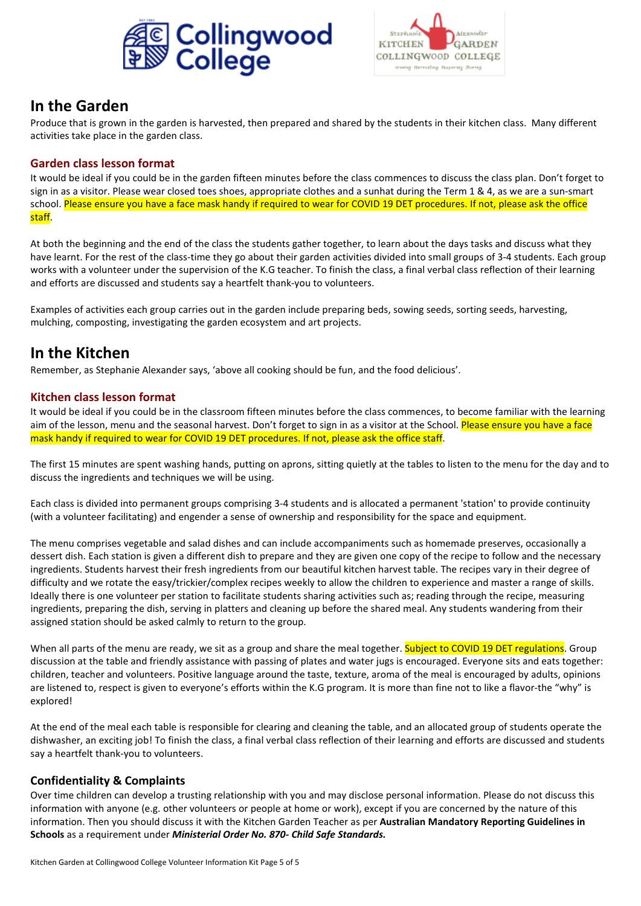## In the Garden

Produce that is grown in the garden is harvested, then prepared and shared by the students in their kitchen class. Many different activities take place in the garden class.

### Garden class lesson format

It would be ideal if you could be in the garden fifteen minutes before the class commences to discuss the class plan. Don't forget to sign in as a visitor. Please wear closed toes shoes, appropriate clothes and a sunhat during the Term 1 & 4, as we are a sun-smart school. Please ensure you have a face mask handy if required to wear for COVID 19 DET procedures. If not, please ask the office staff.

At both the beginning and the end of the class the students gather together, to learn about the days tasks and discuss what they have learnt. For the rest of the class-time they go about their garden activities divided into small groups of 3-4 students. Each group works with a volunteer under the supervision of the K.G teacher. To finish the class, a final verbal class reflection of their learning and efforts are discussed and students say a heartfelt thank-you to volunteers.

Examples of activities each group carries out in the garden include preparing beds, sowing seeds, sorting seeds, harvesting, mulching, composting, investigating the garden ecosystem and art projects.

## In the Kitchen

Remember, as Stephanie Alexander says, 'above all cooking should be fun, and the food delicious'.

### Kitchen class lesson format

It would be ideal if you could be in the classroom fifteen minutes before the class commences, to become familiar with the learning aim of the lesson, menu and the seasonal harvest. Don't forget to sign in as a visitor at the School. Please ensure you have a face mask handy if required to wear for COVID 19 DET procedures. If not, please ask the office staff.

The first 15 minutes are spent washing hands, putting on aprons, sitting quietly at the tables to listen to the menu for the day and to discuss the ingredients and techniques we will be using.

Each class is divided into permanent groups comprising 3-4 students and is allocated a permanent 'station' to provide continuity (with a volunteer facilitating) and engender a sense of ownership and responsibility for the space and equipment.

The menu comprises vegetable and salad dishes and can include accompaniments such as homemade preserves, occasionally a dessert dish. Each station is given a different dish to prepare and they are given one copy of the recipe to follow and the necessary ingredients. Students harvest their fresh ingredients from our beautiful kitchen harvest table. The recipes vary in their degree of difficulty and we rotate the easy/trickier/complex recipes weekly to allow the children to experience and master a range of skills. Ideally there is one volunteer per station to facilitate students sharing activities such as; reading through the recipe, measuring ingredients, preparing the dish, serving in platters and cleaning up before the shared meal. Any students wandering from their assigned station should be asked calmly to return to the group.

When all parts of the menu are ready, we sit as a group and share the meal together. Subject to COVID 19 DET regulations. Group discussion at the table and friendly assistance with passing of plates and water jugs is encouraged. Everyone sits and eats together: children, teacher and volunteers. Positive language around the taste, texture, aroma of the meal is encouraged by adults, opinions are listened to, respect is given to everyone's efforts within the K.G program. It is more than fine not to like a flavor-the "why" is explored!

At the end of the meal each table is responsible for clearing and cleaning the table, and an allocated group of students operate the dishwasher, an exciting job! To finish the class, a final verbal class reflection of their learning and efforts are discussed and students say a heartfelt thank-you to volunteers.

### Confidentiality & Complaints

Over time children can develop a trusting relationship with you and may disclose personal information. Please do not discuss this information with anyone (e.g. other volunteers or people at home or work), except if you are concerned by the nature of this information. Then you should discuss it with the Kitchen Garden Teacher as per **Australian Mandatory Reporting Guidelines in Schools** as a requirement under ***Ministerial Order No. 870- Child Safe Standards.***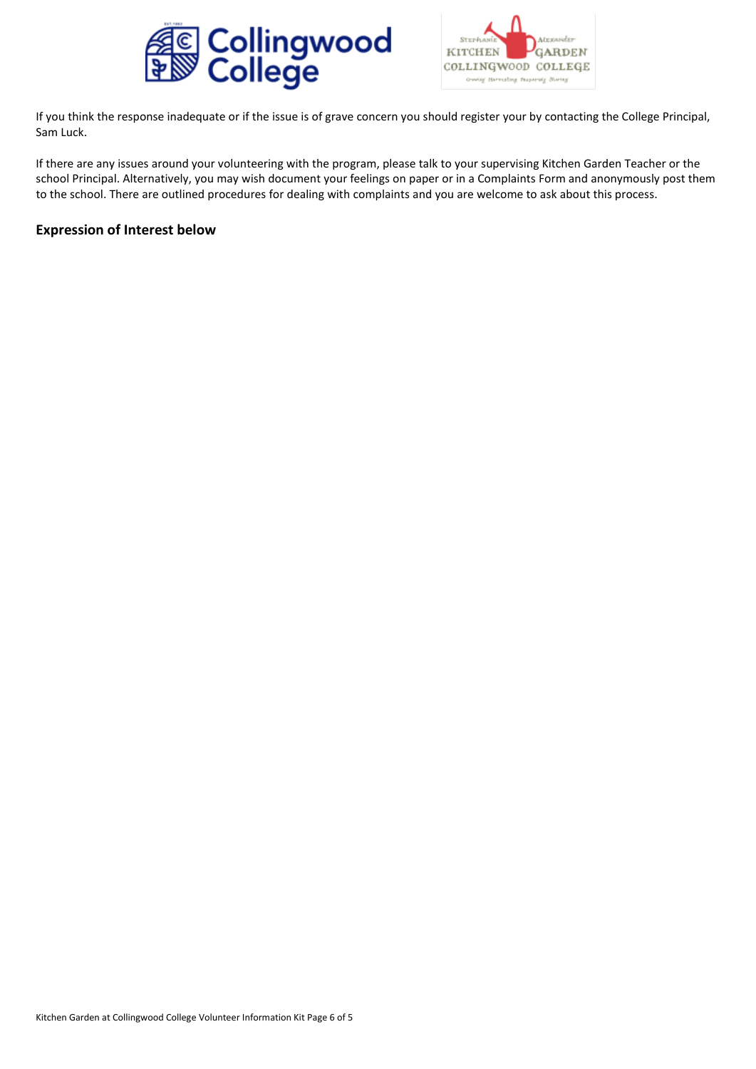If you think the response inadequate or if the issue is of grave concern you should register your by contacting the College Principal, Sam Luck.

If there are any issues around your volunteering with the program, please talk to your supervising Kitchen Garden Teacher or the school Principal. Alternatively, you may wish document your feelings on paper or in a Complaints Form and anonymously post them to the school. There are outlined procedures for dealing with complaints and you are welcome to ask about this process.

### Expression of Interest below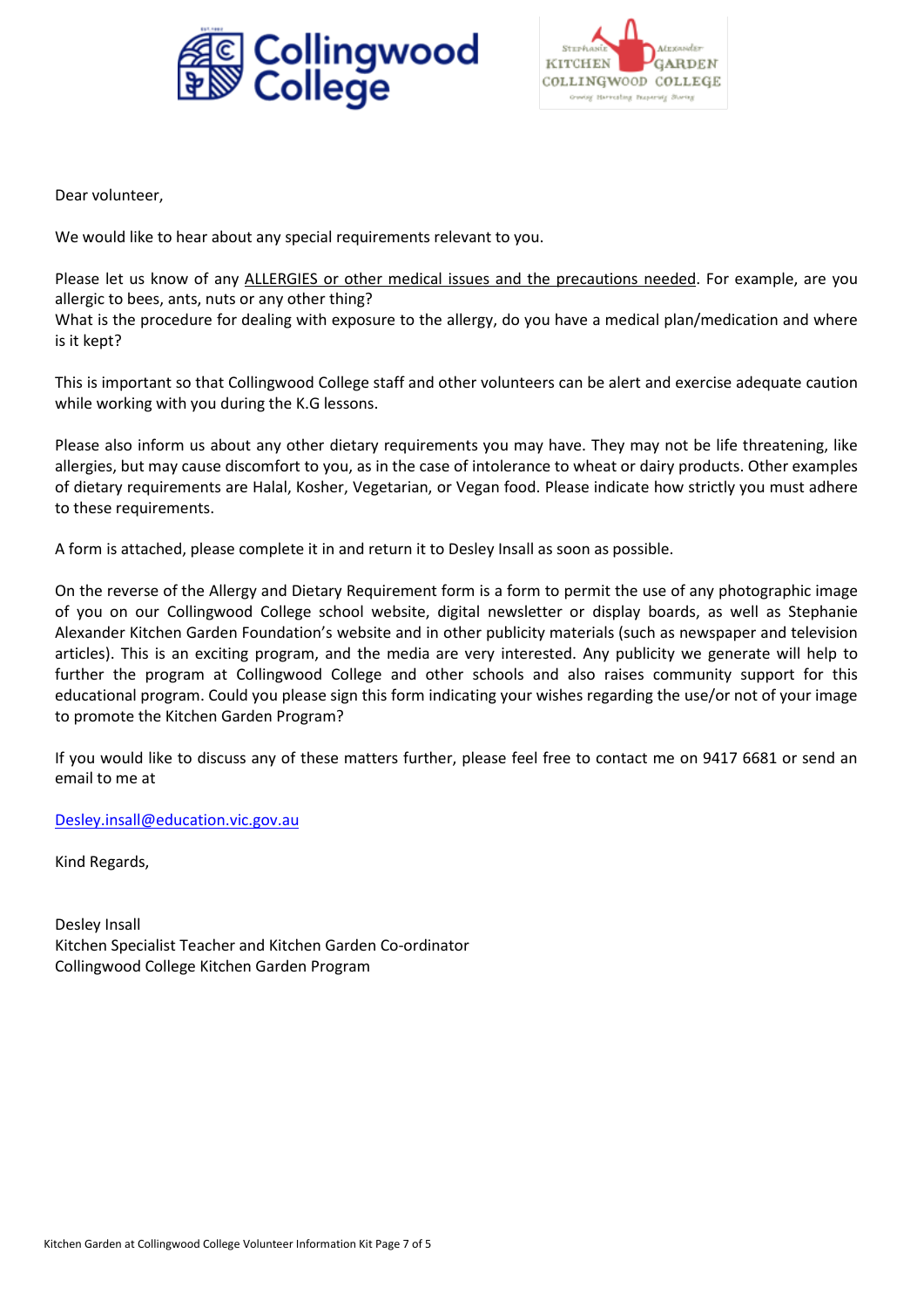Dear volunteer,

We would like to hear about any special requirements relevant to you.

Please let us know of any ALLERGIES or other medical issues and the precautions needed. For example, are you allergic to bees, ants, nuts or any other thing?
What is the procedure for dealing with exposure to the allergy, do you have a medical plan/medication and where is it kept?

This is important so that Collingwood College staff and other volunteers can be alert and exercise adequate caution while working with you during the K.G lessons.

Please also inform us about any other dietary requirements you may have. They may not be life threatening, like allergies, but may cause discomfort to you, as in the case of intolerance to wheat or dairy products. Other examples of dietary requirements are Halal, Kosher, Vegetarian, or Vegan food. Please indicate how strictly you must adhere to these requirements.

A form is attached, please complete it in and return it to Desley Insall as soon as possible.

On the reverse of the Allergy and Dietary Requirement form is a form to permit the use of any photographic image of you on our Collingwood College school website, digital newsletter or display boards, as well as Stephanie Alexander Kitchen Garden Foundation's website and in other publicity materials (such as newspaper and television articles). This is an exciting program, and the media are very interested. Any publicity we generate will help to further the program at Collingwood College and other schools and also raises community support for this educational program. Could you please sign this form indicating your wishes regarding the use/or not of your image to promote the Kitchen Garden Program?

If you would like to discuss any of these matters further, please feel free to contact me on 9417 6681 or send an email to me at

Desley.insall@education.vic.gov.au

Kind Regards,

Desley Insall
Kitchen Specialist Teacher and Kitchen Garden Co-ordinator
Collingwood College Kitchen Garden Program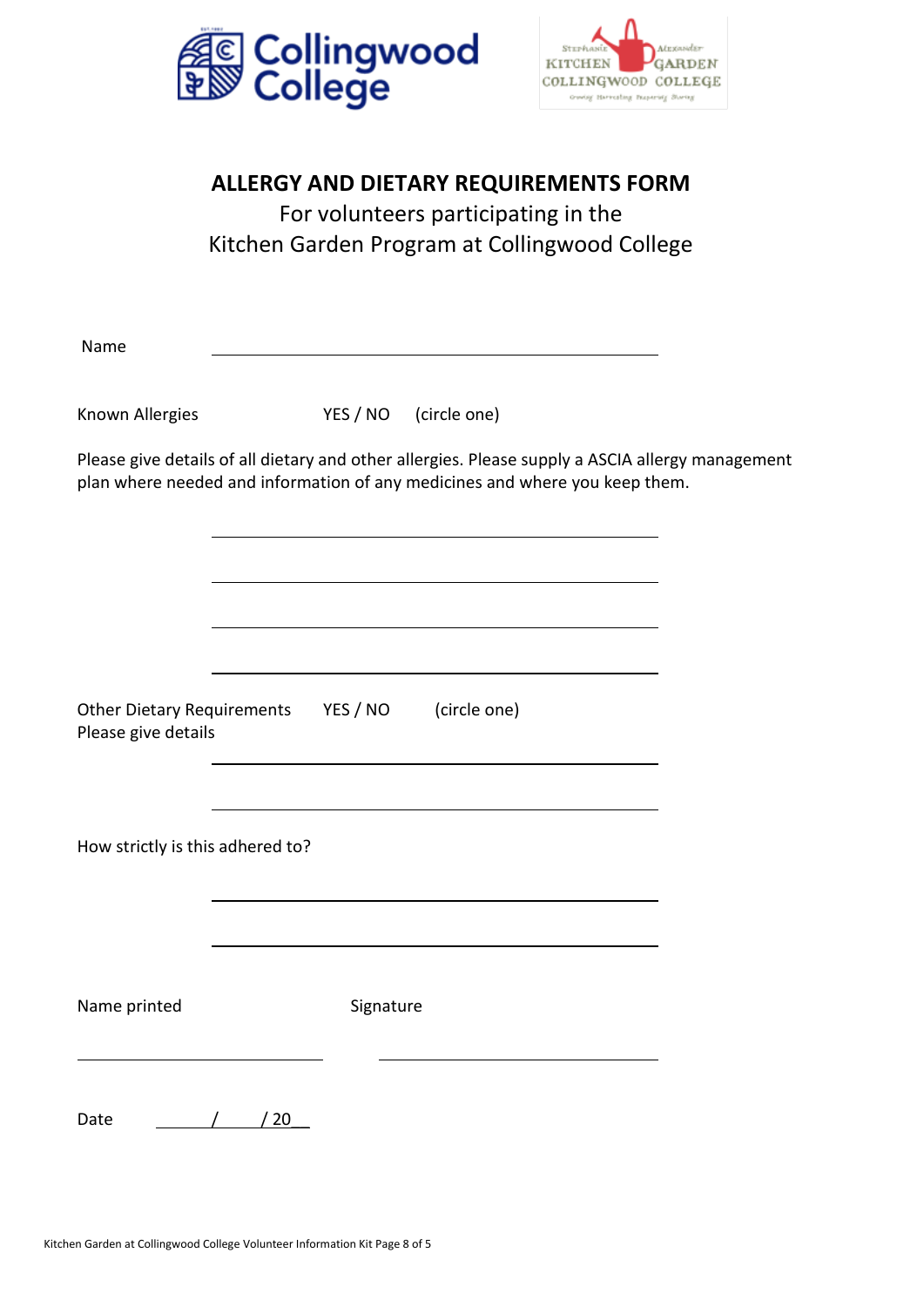# ALLERGY AND DIETARY REQUIREMENTS FORM

For volunteers participating in the
Kitchen Garden Program at Collingwood College

Name ______________________________________________

Known Allergies YES / NO (circle one)

Please give details of all dietary and other allergies. Please supply a ASCIA allergy management plan where needed and information of any medicines and where you keep them.

______________________________________________

______________________________________________

______________________________________________

______________________________________________

Other Dietary Requirements YES / NO (circle one)
Please give details

______________________________________________

______________________________________________

How strictly is this adhered to?

______________________________________________

______________________________________________

Name printed Signature

______________________ ______________________

Date ____/____/ 20__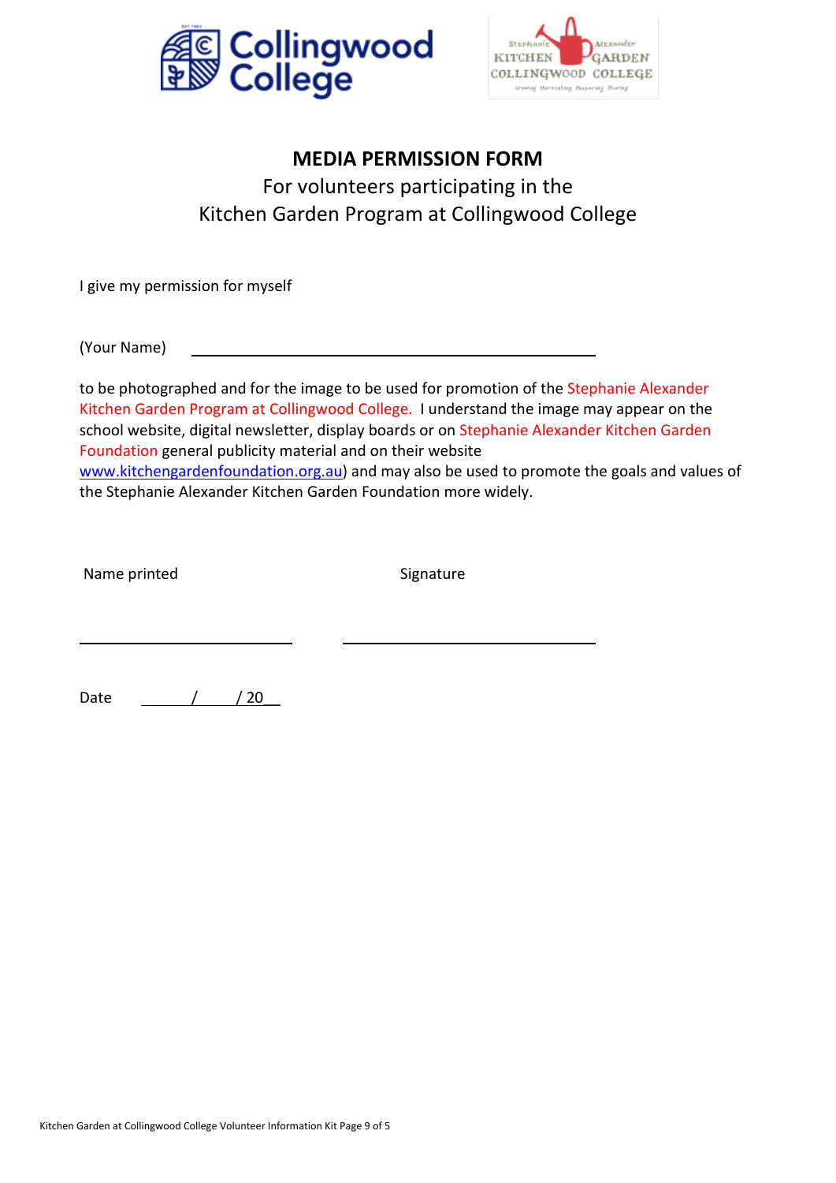# MEDIA PERMISSION FORM

For volunteers participating in the
Kitchen Garden Program at Collingwood College

I give my permission for myself

(Your Name) \_\_\_\_\_\_\_\_\_\_\_\_\_\_\_\_\_\_\_\_\_\_\_\_\_\_\_\_\_\_\_\_\_\_\_\_\_\_\_\_

to be photographed and for the image to be used for promotion of the Stephanie Alexander Kitchen Garden Program at Collingwood College. I understand the image may appear on the school website, digital newsletter, display boards or on Stephanie Alexander Kitchen Garden Foundation general publicity material and on their website www.kitchengardenfoundation.org.au) and may also be used to promote the goals and values of the Stephanie Alexander Kitchen Garden Foundation more widely.

Name printed \_\_\_\_\_\_\_\_\_\_\_\_\_\_\_\_\_\_\_\_\_\_\_\_

Signature \_\_\_\_\_\_\_\_\_\_\_\_\_\_\_\_\_\_\_\_\_\_\_\_

Date \_\_\_\_\_ / \_\_\_\_\_ / 20\_\_